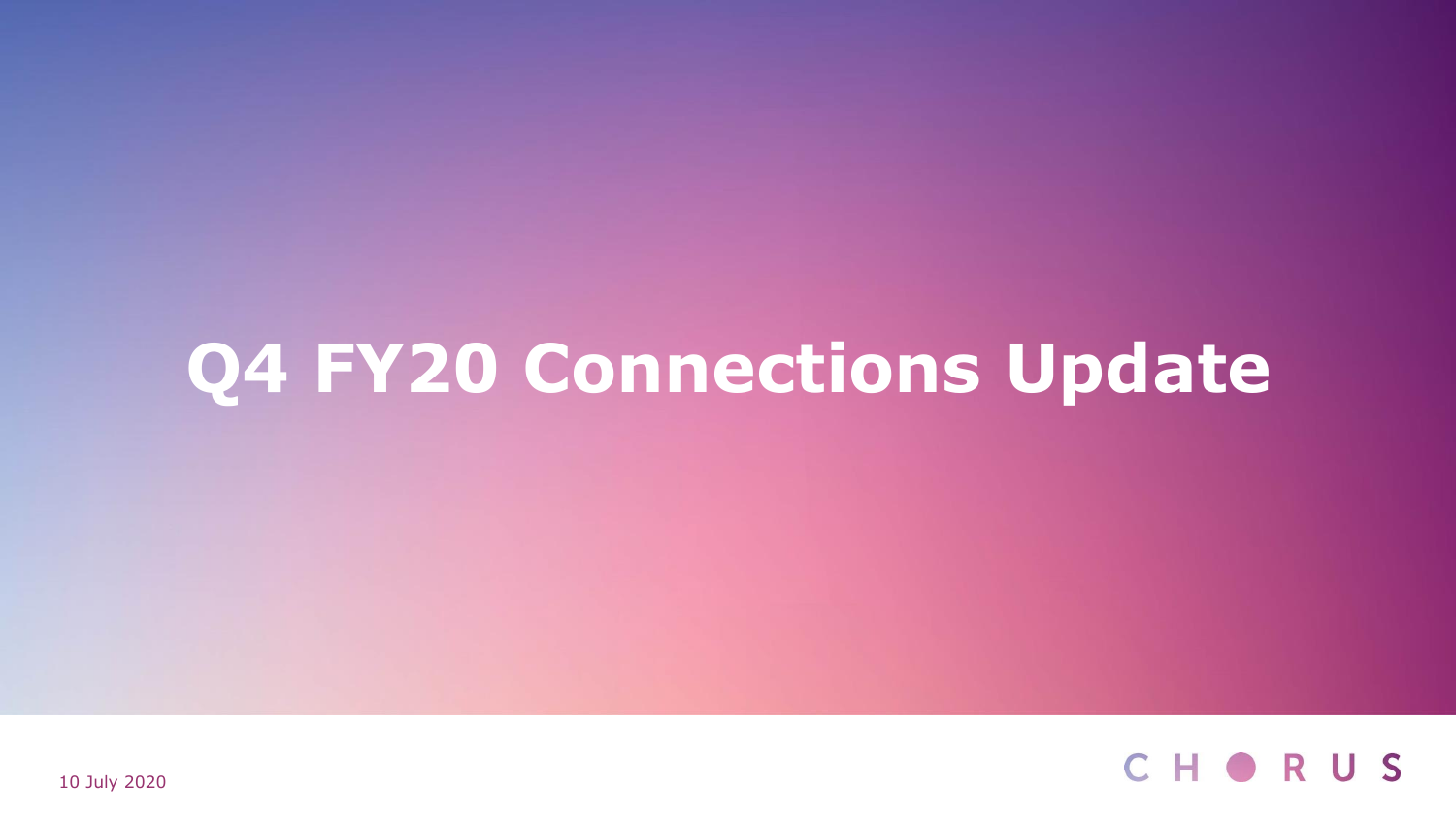# Q4 FY20 Connections Update

10 July 2020

CHORUS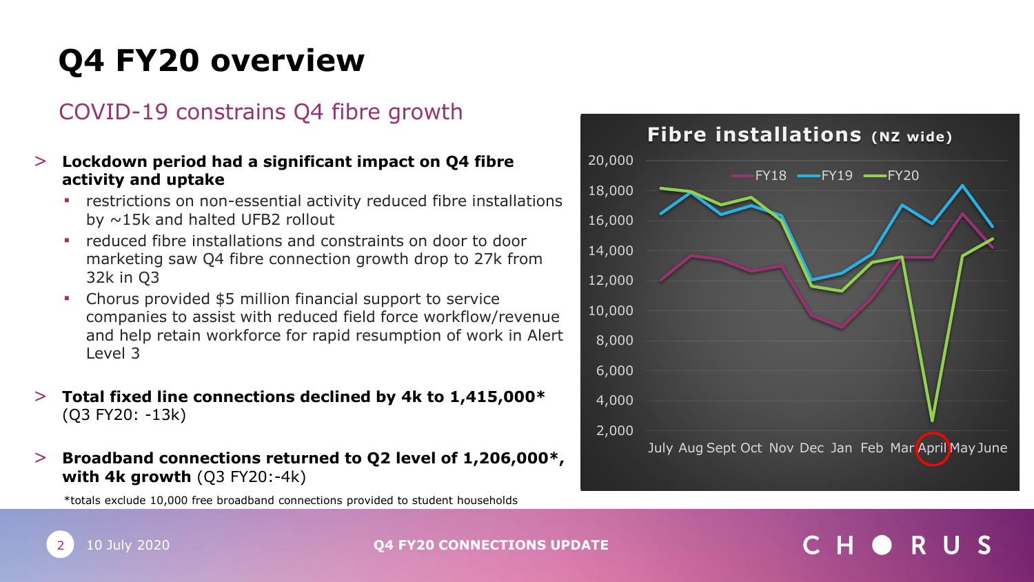# Q4 FY20 overview

## COVID-19 constrains Q4 fibre growth

> **Lockdown period had a significant impact on Q4 fibre activity and uptake**

- restrictions on non-essential activity reduced fibre installations by ~15k and halted UFB2 rollout
- reduced fibre installations and constraints on door to door marketing saw Q4 fibre connection growth drop to 27k from 32k in Q3
- Chorus provided $5 million financial support to service companies to assist with reduced field force workflow/revenue and help retain workforce for rapid resumption of work in Alert Level 3

> **Total fixed line connections declined by 4k to 1,415,000*** (Q3 FY20: -13k)

> **Broadband connections returned to Q2 level of 1,206,000*, with 4k growth** (Q3 FY20:-4k)

*totals exclude 10,000 free broadband connections provided to student households

**Fibre installations (NZ wide)**

Legend: FY18, FY19, FY20

Y-axis: 2,000 – 20,000

X-axis: July, Aug, Sept, Oct, Nov, Dec, Jan, Feb, Mar, April, May, June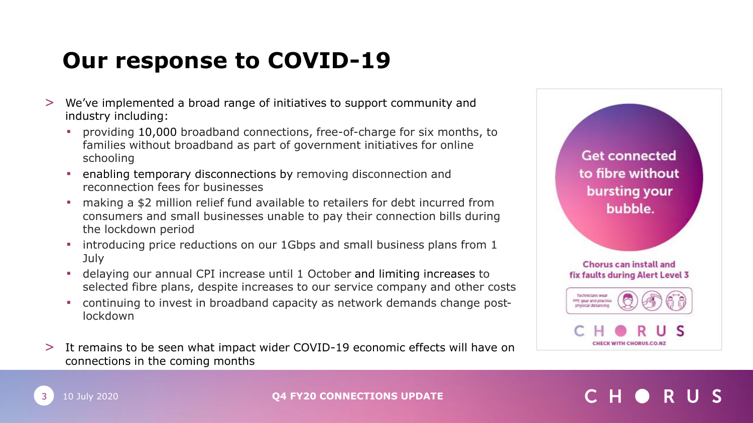# Our response to COVID-19

- We've implemented a broad range of initiatives to support community and industry including:
  - providing 10,000 broadband connections, free-of-charge for six months, to families without broadband as part of government initiatives for online schooling
  - enabling temporary disconnections by removing disconnection and reconnection fees for businesses
  - making a $2 million relief fund available to retailers for debt incurred from consumers and small businesses unable to pay their connection bills during the lockdown period
  - introducing price reductions on our 1Gbps and small business plans from 1 July
  - delaying our annual CPI increase until 1 October and limiting increases to selected fibre plans, despite increases to our service company and other costs
  - continuing to invest in broadband capacity as network demands change post-lockdown
- It remains to be seen what impact wider COVID-19 economic effects will have on connections in the coming months

Get connected to fibre without bursting your bubble.

Chorus can install and fix faults during Alert Level 3

Technicians wear PPE gear and practise physical distancing

CHORUS

CHECK WITH CHORUS.CO.NZ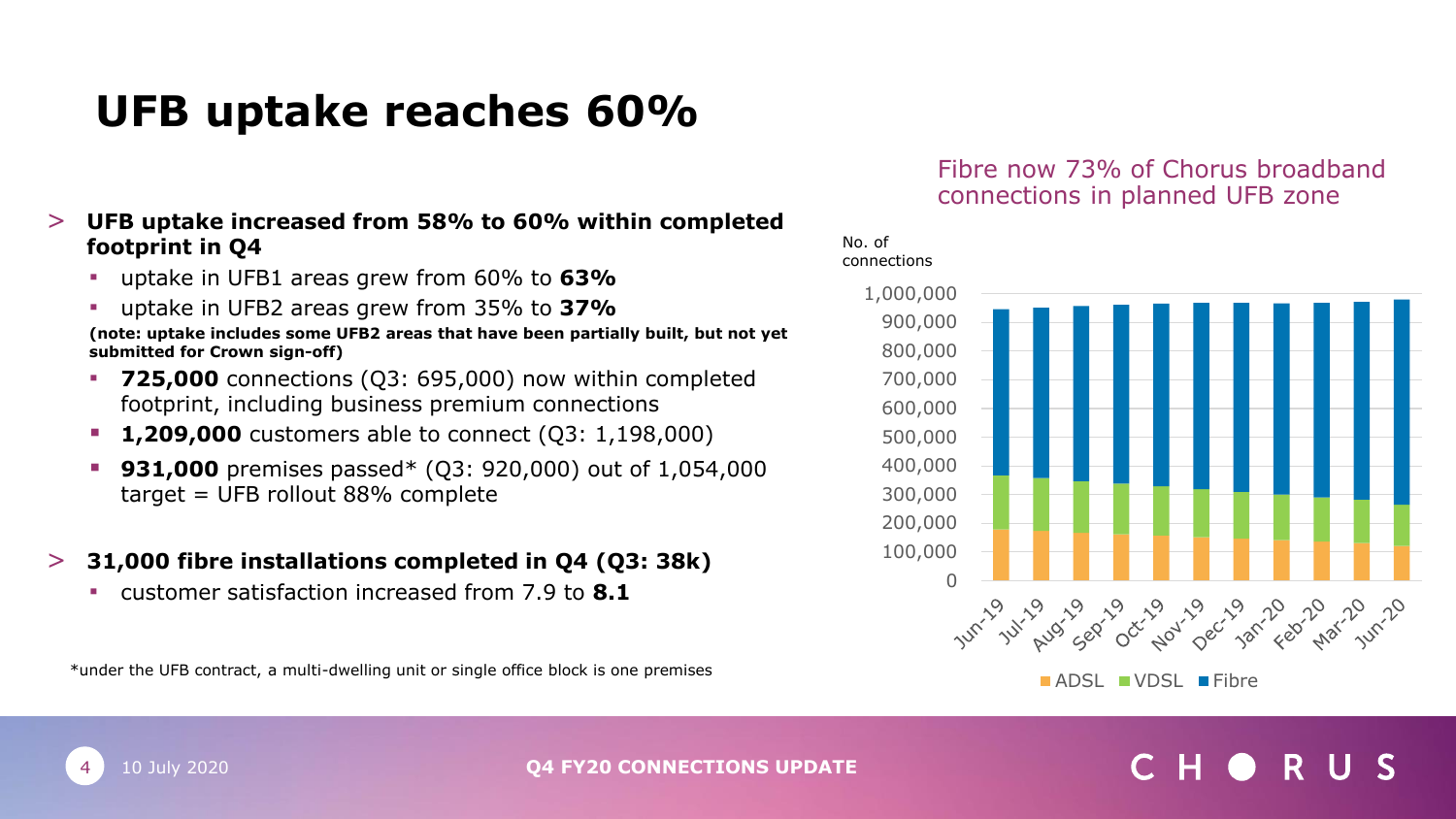# UFB uptake reaches 60%

> **UFB uptake increased from 58% to 60% within completed footprint in Q4**

- uptake in UFB1 areas grew from 60% to **63%**
- uptake in UFB2 areas grew from 35% to **37%**

**(note: uptake includes some UFB2 areas that have been partially built, but not yet submitted for Crown sign-off)**

- **725,000** connections (Q3: 695,000) now within completed footprint, including business premium connections
- **1,209,000** customers able to connect (Q3: 1,198,000)
- **931,000** premises passed* (Q3: 920,000) out of 1,054,000 target = UFB rollout 88% complete

> **31,000 fibre installations completed in Q4 (Q3: 38k)**

- customer satisfaction increased from 7.9 to **8.1**

*under the UFB contract, a multi-dwelling unit or single office block is one premises

## Fibre now 73% of Chorus broadband connections in planned UFB zone

No. of connections

Stacked bar chart (ADSL, VDSL, Fibre) for Jun-19, Jul-19, Aug-19, Sep-19, Oct-19, Nov-19, Dec-19, Jan-20, Feb-20, Mar-20, Jun-20; y-axis 0 to 1,000,000.

Legend: ADSL, VDSL, Fibre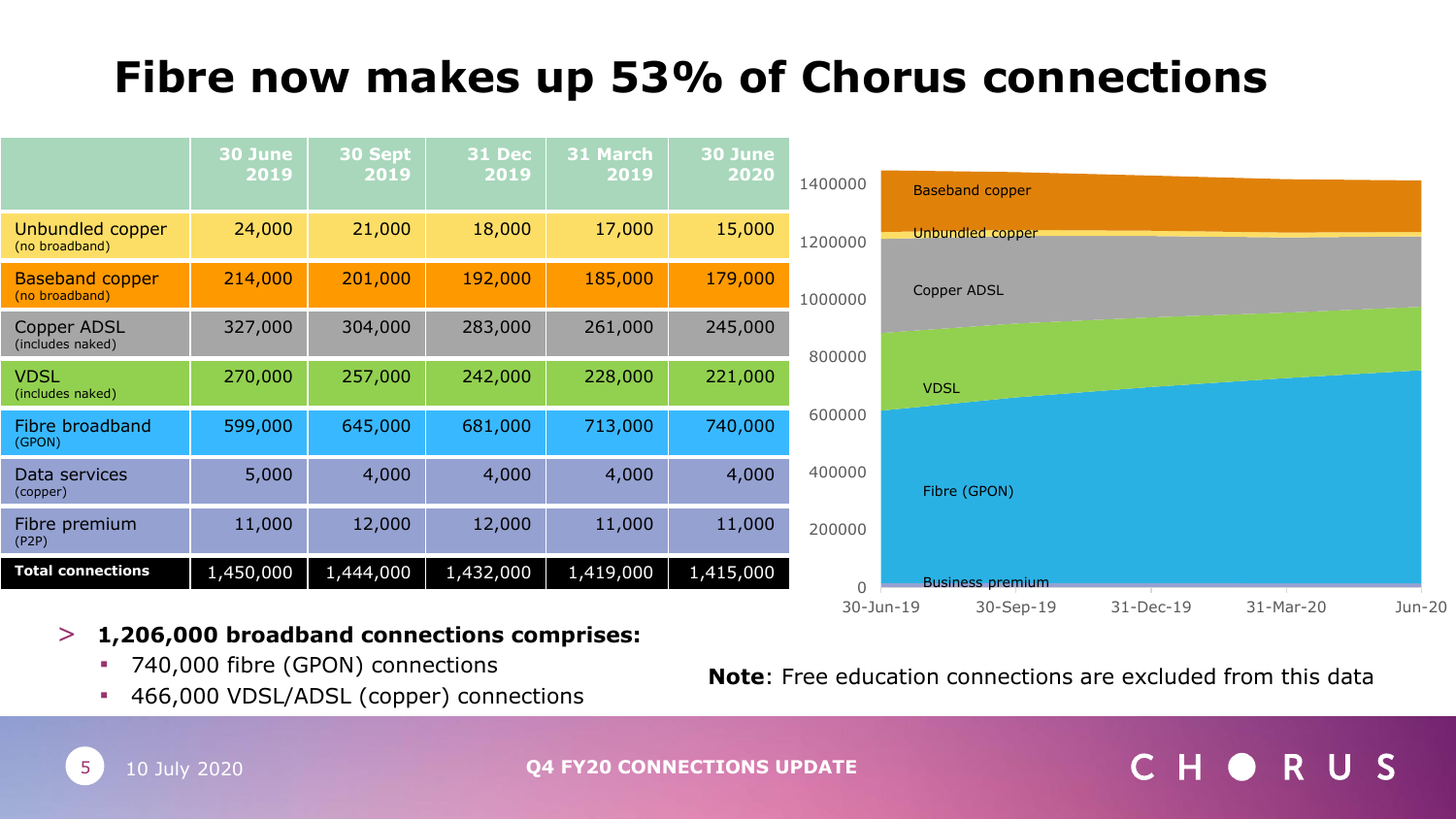# Fibre now makes up 53% of Chorus connections

| | 30 June 2019 | 30 Sept 2019 | 31 Dec 2019 | 31 March 2019 | 30 June 2020 |
|---|---|---|---|---|---|
| Unbundled copper (no broadband) | 24,000 | 21,000 | 18,000 | 17,000 | 15,000 |
| Baseband copper (no broadband) | 214,000 | 201,000 | 192,000 | 185,000 | 179,000 |
| Copper ADSL (includes naked) | 327,000 | 304,000 | 283,000 | 261,000 | 245,000 |
| VDSL (includes naked) | 270,000 | 257,000 | 242,000 | 228,000 | 221,000 |
| Fibre broadband (GPON) | 599,000 | 645,000 | 681,000 | 713,000 | 740,000 |
| Data services (copper) | 5,000 | 4,000 | 4,000 | 4,000 | 4,000 |
| Fibre premium (P2P) | 11,000 | 12,000 | 12,000 | 11,000 | 11,000 |
| **Total connections** | 1,450,000 | 1,444,000 | 1,432,000 | 1,419,000 | 1,415,000 |

- **1,206,000 broadband connections comprises:**
  - 740,000 fibre (GPON) connections
  - 466,000 VDSL/ADSL (copper) connections

**Note**: Free education connections are excluded from this data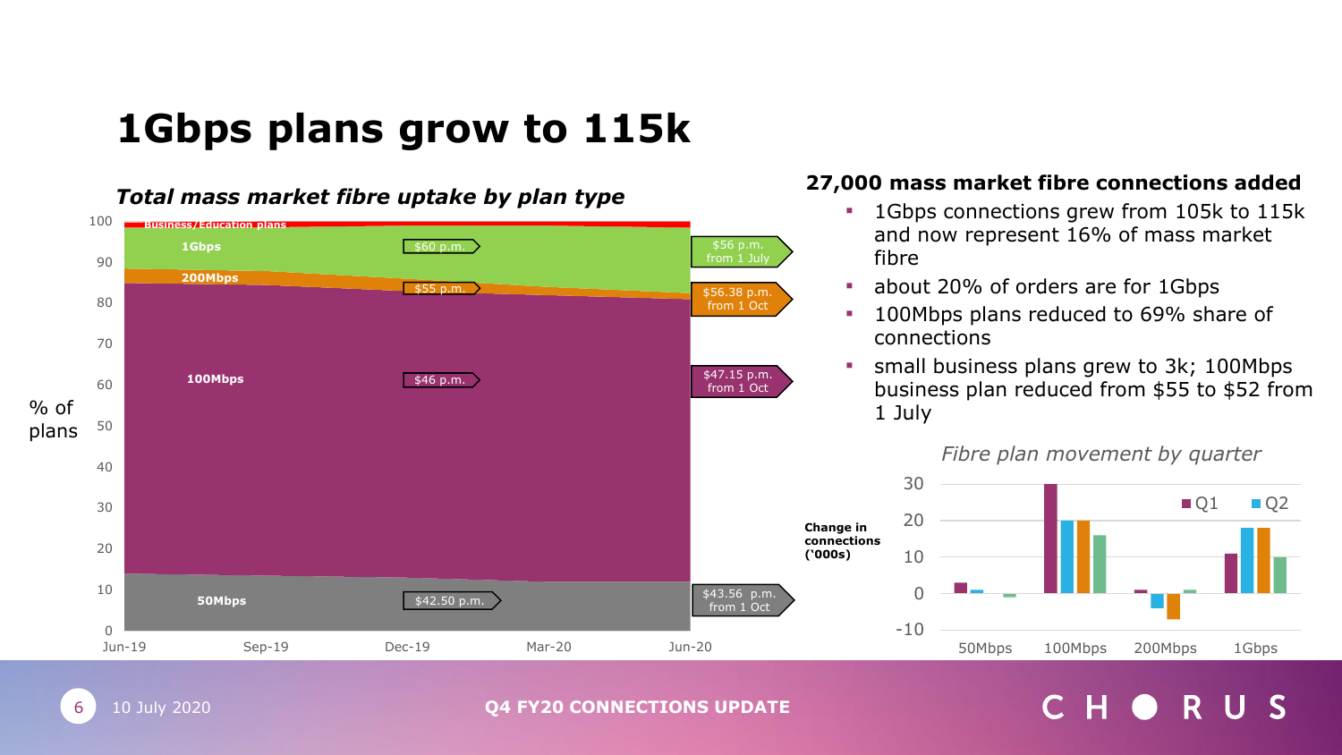# 1Gbps plans grow to 115k

*Total mass market fibre uptake by plan type*

% of plans

- Business/Education plans
- 1Gbps — $60 p.m. → $56 p.m. from 1 July
- 200Mbps — $55 p.m. → $56.38 p.m. from 1 Oct
- 100Mbps — $46 p.m. → $47.15 p.m. from 1 Oct
- 50Mbps — $42.50 p.m. → $43.56 p.m. from 1 Oct

## 27,000 mass market fibre connections added

- 1Gbps connections grew from 105k to 115k and now represent 16% of mass market fibre
- about 20% of orders are for 1Gbps
- 100Mbps plans reduced to 69% share of connections
- small business plans grew to 3k; 100Mbps business plan reduced from $55 to $52 from 1 July

*Fibre plan movement by quarter*

Change in connections ('000s)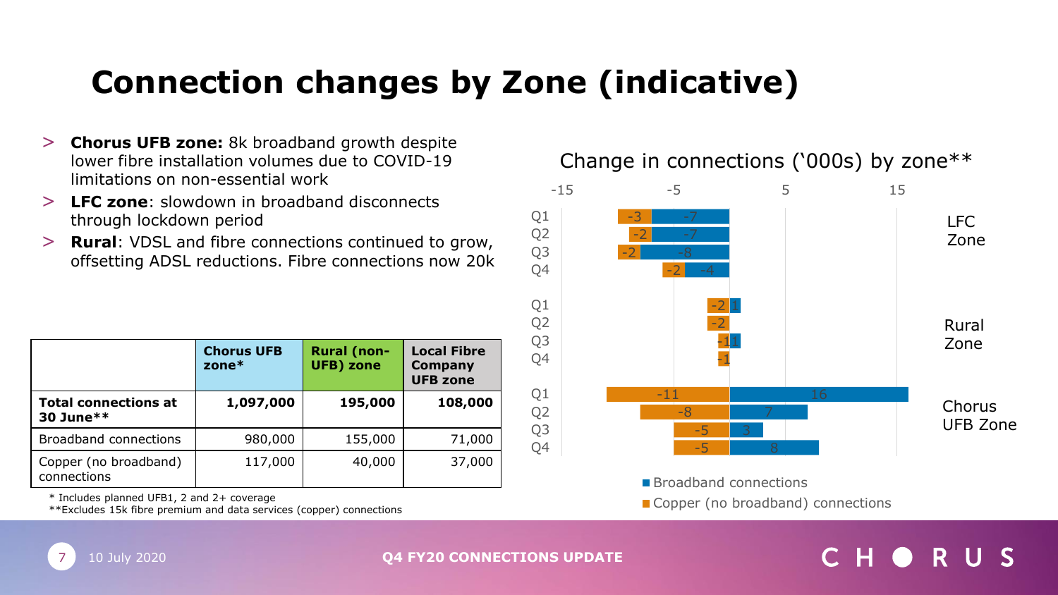# Connection changes by Zone (indicative)

- **Chorus UFB zone:** 8k broadband growth despite lower fibre installation volumes due to COVID-19 limitations on non-essential work
- **LFC zone**: slowdown in broadband disconnects through lockdown period
- **Rural**: VDSL and fibre connections continued to grow, offsetting ADSL reductions. Fibre connections now 20k

| | Chorus UFB zone* | Rural (non-UFB) zone | Local Fibre Company UFB zone |
|---|---|---|---|
| **Total connections at 30 June**** | **1,097,000** | **195,000** | **108,000** |
| Broadband connections | 980,000 | 155,000 | 71,000 |
| Copper (no broadband) connections | 117,000 | 40,000 | 37,000 |

\* Includes planned UFB1, 2 and 2+ coverage

**Excludes 15k fibre premium and data services (copper) connections

Change in connections ('000s) by zone**

| Zone | Quarter | Broadband connections | Copper (no broadband) connections |
|---|---|---|---|
| LFC Zone | Q1 | -7 | -3 |
| | Q2 | -7 | -2 |
| | Q3 | -8 | -2 |
| | Q4 | -4 | -2 |
| Rural Zone | Q1 | 1 | -2 |
| | Q2 | | -2 |
| | Q3 | 1 | -1 |
| | Q4 | | -1 |
| Chorus UFB Zone | Q1 | 16 | -11 |
| | Q2 | 7 | -8 |
| | Q3 | 3 | -5 |
| | Q4 | 8 | -5 |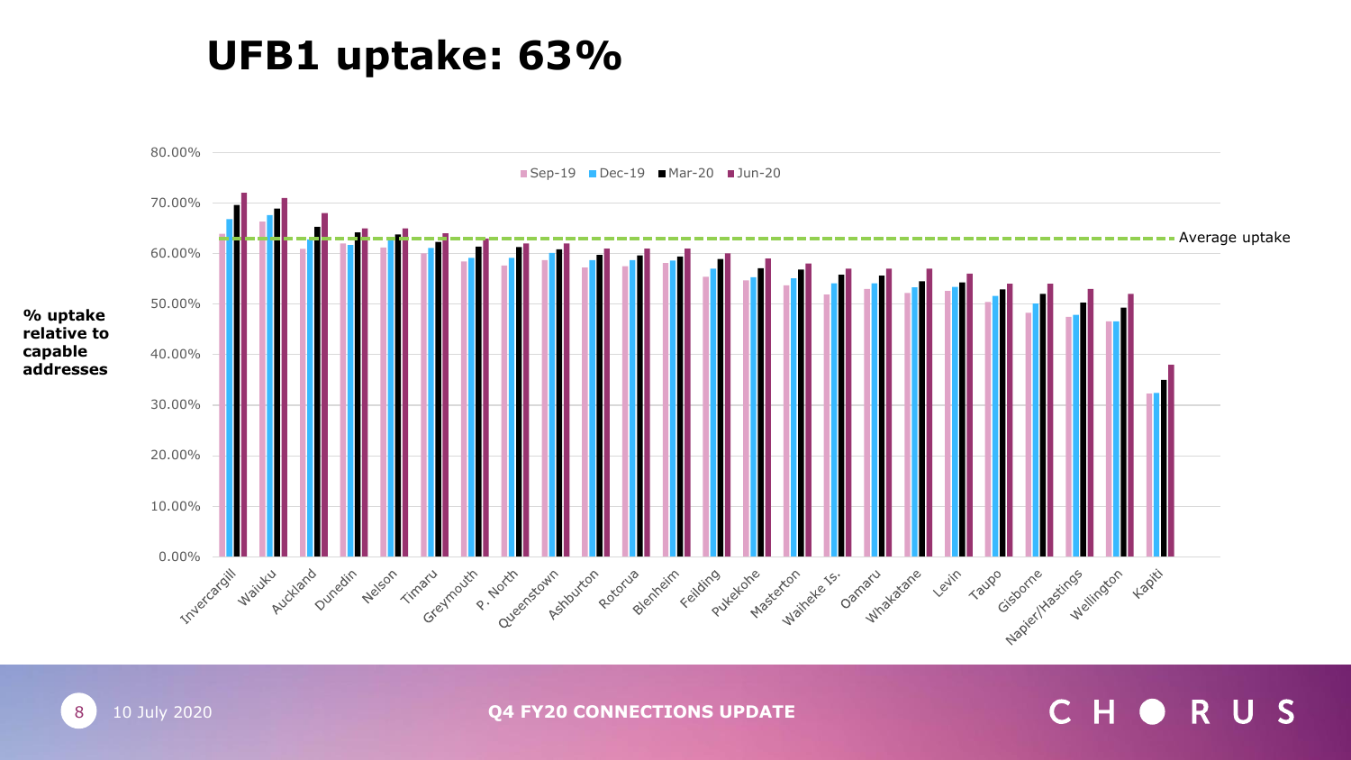# UFB1 uptake: 63%

**% uptake relative to capable addresses**

Sep-19 | Dec-19 | Mar-20 | Jun-20

Average uptake

80.00%
70.00%
60.00%
50.00%
40.00%
30.00%
20.00%
10.00%
0.00%

Invercargill, Waiuku, Auckland, Dunedin, Nelson, Timaru, Greymouth, P. North, Queenstown, Ashburton, Rotorua, Blenheim, Feilding, Pukekohe, Masterton, Waiheke Is., Oamaru, Whakatane, Levin, Taupo, Gisborne, Napier/Hastings, Wellington, Kapiti

**Q4 FY20 CONNECTIONS UPDATE**

10 July 2020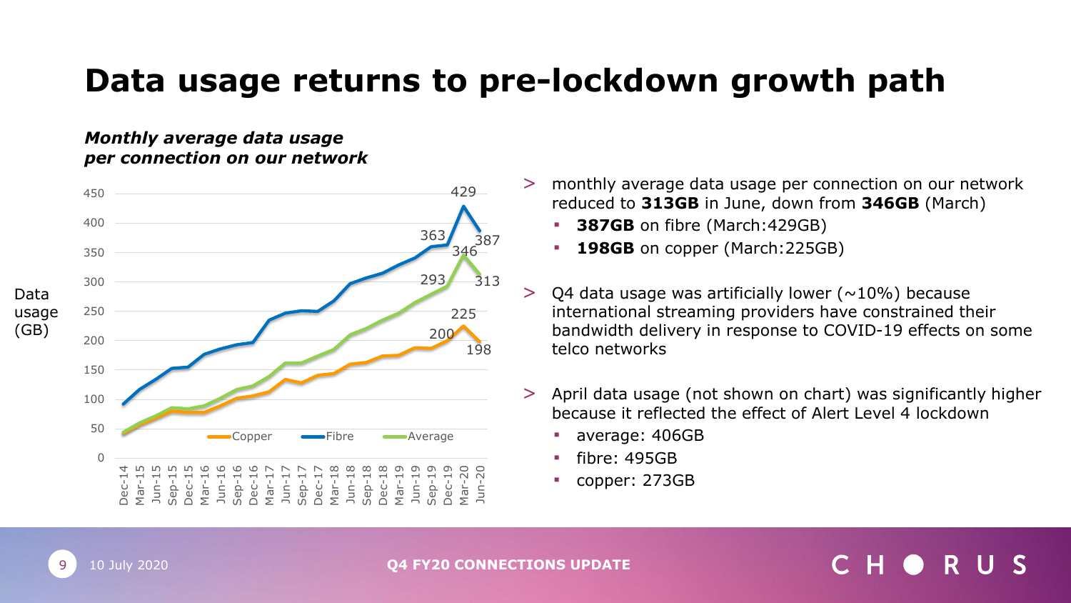# Data usage returns to pre-lockdown growth path

***Monthly average data usage per connection on our network***

Data usage (GB)

450
400
350
300
250
200
150
100
50
0

Dec-14, Mar-15, Jun-15, Sep-15, Dec-15, Mar-16, Jun-16, Sep-16, Dec-16, Mar-17, Jun-17, Sep-17, Dec-17, Mar-18, Jun-18, Sep-18, Dec-18, Mar-19, Jun-19, Sep-19, Dec-19, Mar-20, Jun-20

Copper — Fibre — Average

Fibre: 363, 429, 387
Average: 293, 346, 313
Copper: 200, 225, 198

- monthly average data usage per connection on our network reduced to **313GB** in June, down from **346GB** (March)
  - **387GB** on fibre (March:429GB)
  - **198GB** on copper (March:225GB)
- Q4 data usage was artificially lower (~10%) because international streaming providers have constrained their bandwidth delivery in response to COVID-19 effects on some telco networks
- April data usage (not shown on chart) was significantly higher because it reflected the effect of Alert Level 4 lockdown
  - average: 406GB
  - fibre: 495GB
  - copper: 273GB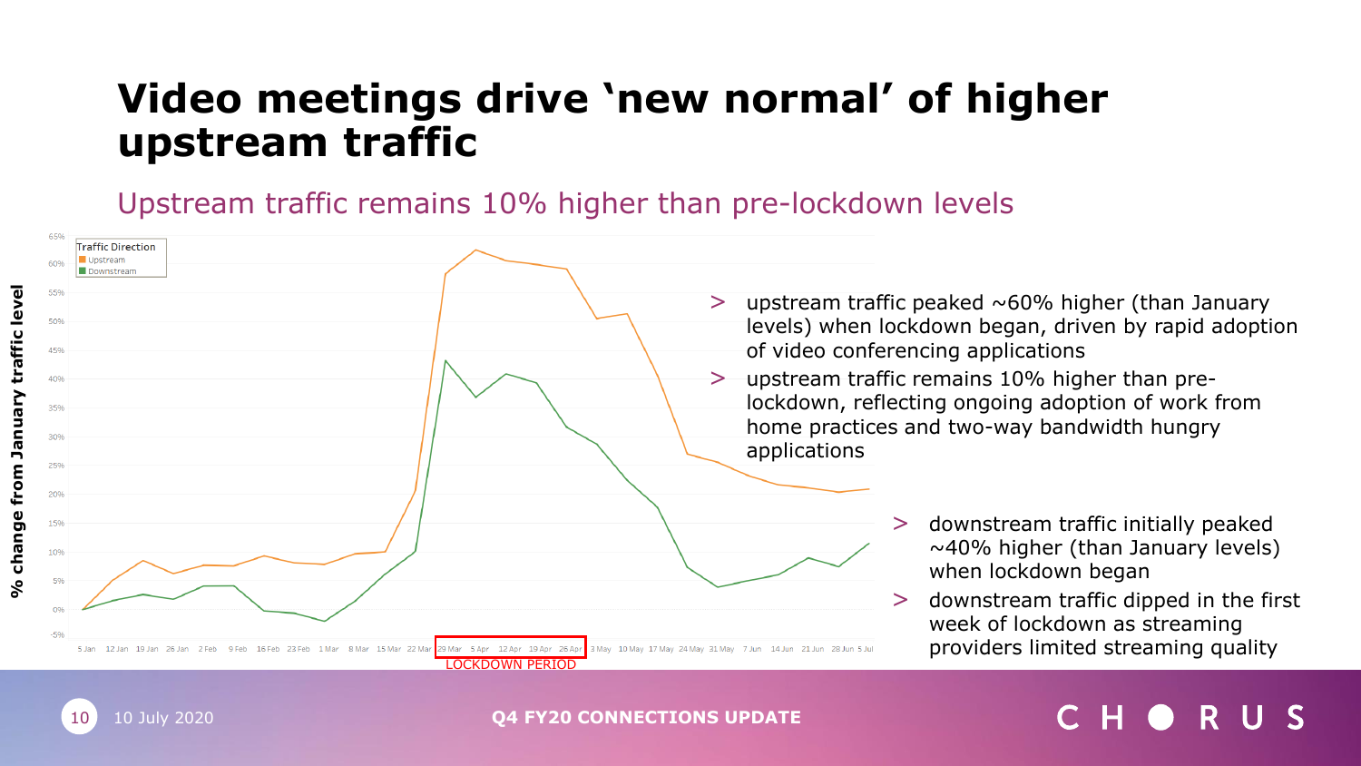# Video meetings drive 'new normal' of higher upstream traffic

## Upstream traffic remains 10% higher than pre-lockdown levels

- upstream traffic peaked ~60% higher (than January levels) when lockdown began, driven by rapid adoption of video conferencing applications
- upstream traffic remains 10% higher than pre-lockdown, reflecting ongoing adoption of work from home practices and two-way bandwidth hungry applications

- downstream traffic initially peaked ~40% higher (than January levels) when lockdown began
- downstream traffic dipped in the first week of lockdown as streaming providers limited streaming quality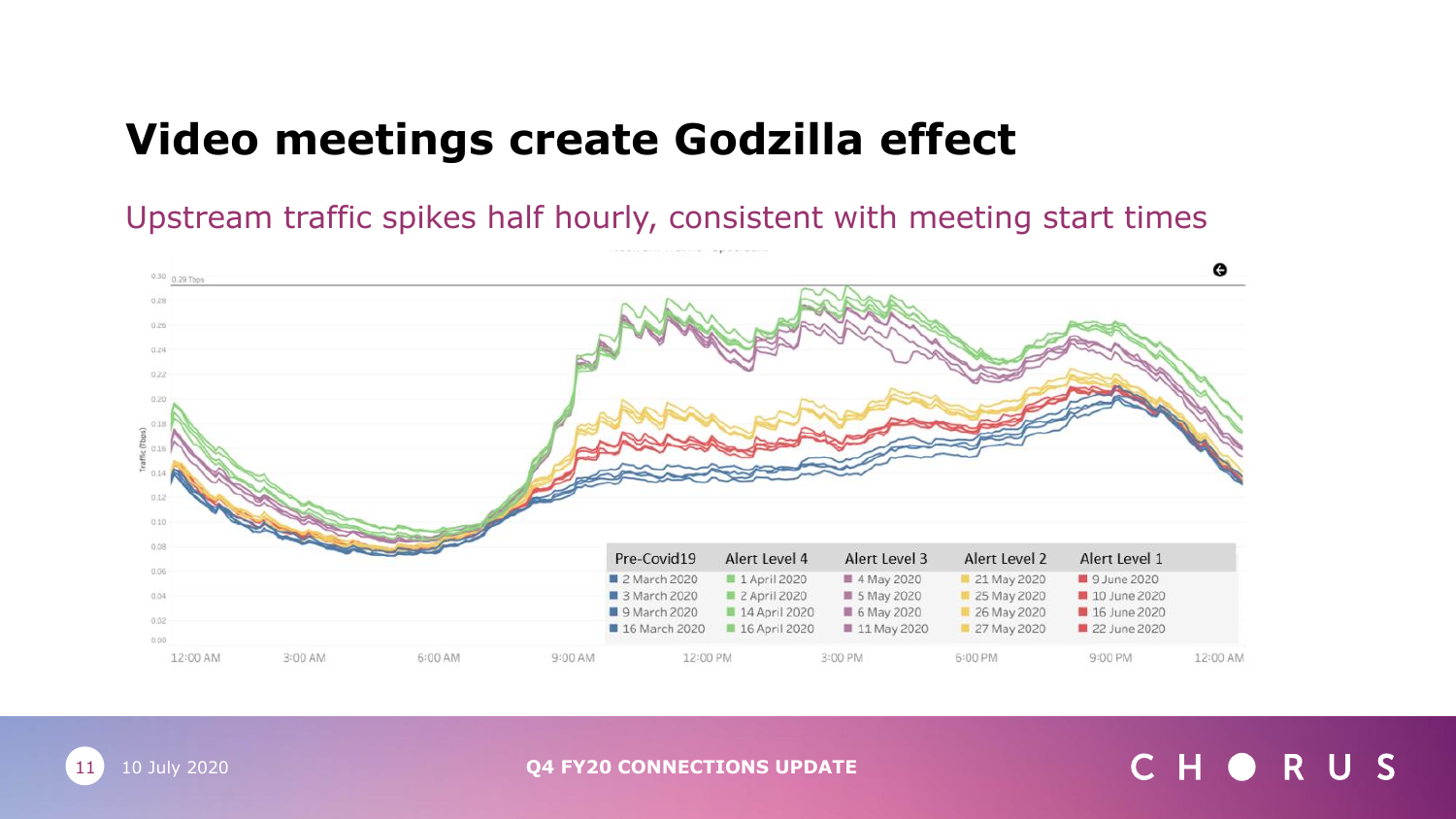# Video meetings create Godzilla effect

Upstream traffic spikes half hourly, consistent with meeting start times

| Pre-Covid19 | Alert Level 4 | Alert Level 3 | Alert Level 2 | Alert Level 1 |
|---|---|---|---|---|
| 2 March 2020 | 1 April 2020 | 4 May 2020 | 21 May 2020 | 9 June 2020 |
| 3 March 2020 | 2 April 2020 | 5 May 2020 | 25 May 2020 | 10 June 2020 |
| 9 March 2020 | 14 April 2020 | 6 May 2020 | 26 May 2020 | 16 June 2020 |
| 16 March 2020 | 16 April 2020 | 11 May 2020 | 27 May 2020 | 22 June 2020 |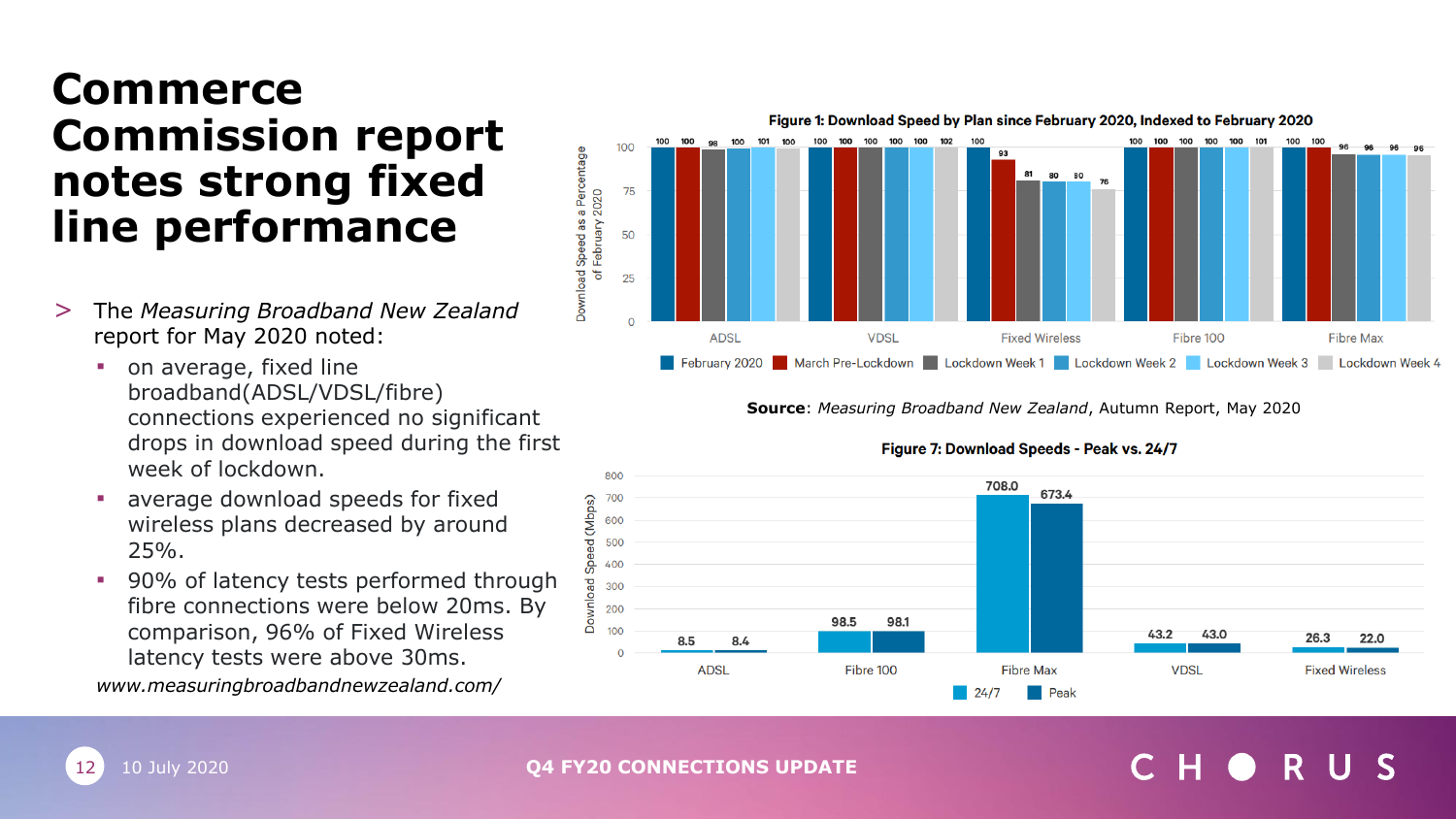# Commerce Commission report notes strong fixed line performance

- The *Measuring Broadband New Zealand* report for May 2020 noted:
  - on average, fixed line broadband(ADSL/VDSL/fibre) connections experienced no significant drops in download speed during the first week of lockdown.
  - average download speeds for fixed wireless plans decreased by around 25%.
  - 90% of latency tests performed through fibre connections were below 20ms. By comparison, 96% of Fixed Wireless latency tests were above 30ms.

*www.measuringbroadbandnewzealand.com/*

**Figure 1: Download Speed by Plan since February 2020, Indexed to February 2020**

Download Speed as a Percentage of February 2020

0
25
50
75
100

ADSL: 100, 100, 98, 100, 101, 100

VDSL: 100, 100, 100, 100, 100, 102

Fixed Wireless: 100, 93, 81, 80, 80, 76

Fibre 100: 100, 100, 100, 100, 100, 101

Fibre Max: 100, 100, 96, 96, 96, 96

February 2020, March Pre-Lockdown, Lockdown Week 1, Lockdown Week 2, Lockdown Week 3, Lockdown Week 4

**Source**: *Measuring Broadband New Zealand*, Autumn Report, May 2020

**Figure 7: Download Speeds - Peak vs. 24/7**

Download Speed (Mbps)

0
100
200
300
400
500
600
700
800

ADSL: 8.5, 8.4

Fibre 100: 98.5, 98.1

Fibre Max: 708.0, 673.4

VDSL: 43.2, 43.0

Fixed Wireless: 26.3, 22.0

24/7, Peak

10 July 2020

Q4 FY20 CONNECTIONS UPDATE

CHORUS